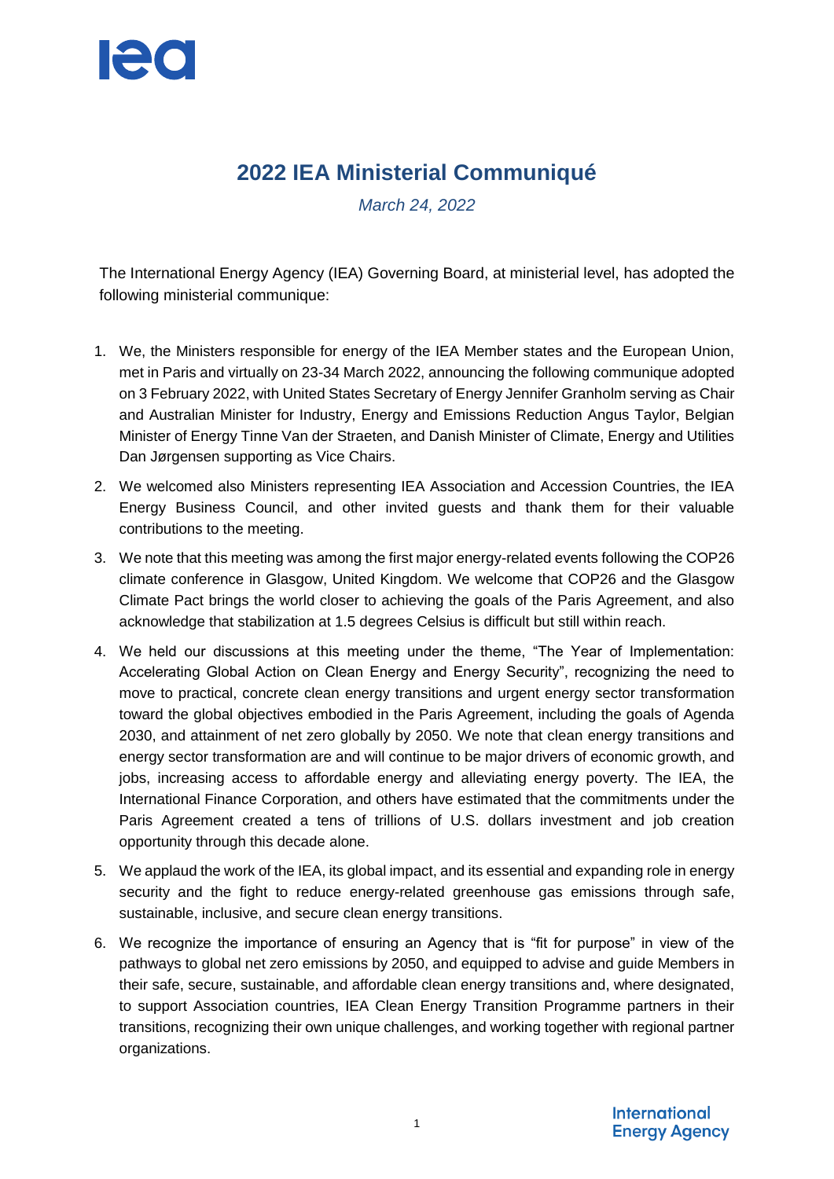# 2022 IEA Ministerial Communiqué

*March 24, 2022*

The International Energy Agency (IEA) Governing Board, at ministerial level, has adopted the following ministerial communique:

1. We, the Ministers responsible for energy of the IEA Member states and the European Union, met in Paris and virtually on 23-34 March 2022, announcing the following communique adopted on 3 February 2022, with United States Secretary of Energy Jennifer Granholm serving as Chair and Australian Minister for Industry, Energy and Emissions Reduction Angus Taylor, Belgian Minister of Energy Tinne Van der Straeten, and Danish Minister of Climate, Energy and Utilities Dan Jørgensen supporting as Vice Chairs.
2. We welcomed also Ministers representing IEA Association and Accession Countries, the IEA Energy Business Council, and other invited guests and thank them for their valuable contributions to the meeting.
3. We note that this meeting was among the first major energy-related events following the COP26 climate conference in Glasgow, United Kingdom. We welcome that COP26 and the Glasgow Climate Pact brings the world closer to achieving the goals of the Paris Agreement, and also acknowledge that stabilization at 1.5 degrees Celsius is difficult but still within reach.
4. We held our discussions at this meeting under the theme, "The Year of Implementation: Accelerating Global Action on Clean Energy and Energy Security", recognizing the need to move to practical, concrete clean energy transitions and urgent energy sector transformation toward the global objectives embodied in the Paris Agreement, including the goals of Agenda 2030, and attainment of net zero globally by 2050. We note that clean energy transitions and energy sector transformation are and will continue to be major drivers of economic growth, and jobs, increasing access to affordable energy and alleviating energy poverty. The IEA, the International Finance Corporation, and others have estimated that the commitments under the Paris Agreement created a tens of trillions of U.S. dollars investment and job creation opportunity through this decade alone.
5. We applaud the work of the IEA, its global impact, and its essential and expanding role in energy security and the fight to reduce energy-related greenhouse gas emissions through safe, sustainable, inclusive, and secure clean energy transitions.
6. We recognize the importance of ensuring an Agency that is "fit for purpose" in view of the pathways to global net zero emissions by 2050, and equipped to advise and guide Members in their safe, secure, sustainable, and affordable clean energy transitions and, where designated, to support Association countries, IEA Clean Energy Transition Programme partners in their transitions, recognizing their own unique challenges, and working together with regional partner organizations.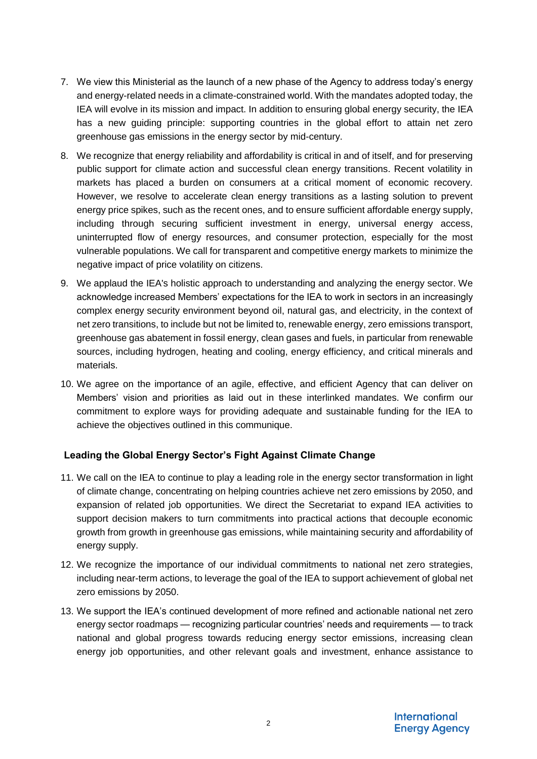7. We view this Ministerial as the launch of a new phase of the Agency to address today's energy and energy-related needs in a climate-constrained world. With the mandates adopted today, the IEA will evolve in its mission and impact. In addition to ensuring global energy security, the IEA has a new guiding principle: supporting countries in the global effort to attain net zero greenhouse gas emissions in the energy sector by mid-century.

8. We recognize that energy reliability and affordability is critical in and of itself, and for preserving public support for climate action and successful clean energy transitions. Recent volatility in markets has placed a burden on consumers at a critical moment of economic recovery. However, we resolve to accelerate clean energy transitions as a lasting solution to prevent energy price spikes, such as the recent ones, and to ensure sufficient affordable energy supply, including through securing sufficient investment in energy, universal energy access, uninterrupted flow of energy resources, and consumer protection, especially for the most vulnerable populations. We call for transparent and competitive energy markets to minimize the negative impact of price volatility on citizens.

9. We applaud the IEA's holistic approach to understanding and analyzing the energy sector. We acknowledge increased Members' expectations for the IEA to work in sectors in an increasingly complex energy security environment beyond oil, natural gas, and electricity, in the context of net zero transitions, to include but not be limited to, renewable energy, zero emissions transport, greenhouse gas abatement in fossil energy, clean gases and fuels, in particular from renewable sources, including hydrogen, heating and cooling, energy efficiency, and critical minerals and materials.

10. We agree on the importance of an agile, effective, and efficient Agency that can deliver on Members' vision and priorities as laid out in these interlinked mandates. We confirm our commitment to explore ways for providing adequate and sustainable funding for the IEA to achieve the objectives outlined in this communique.

## Leading the Global Energy Sector's Fight Against Climate Change

11. We call on the IEA to continue to play a leading role in the energy sector transformation in light of climate change, concentrating on helping countries achieve net zero emissions by 2050, and expansion of related job opportunities. We direct the Secretariat to expand IEA activities to support decision makers to turn commitments into practical actions that decouple economic growth from growth in greenhouse gas emissions, while maintaining security and affordability of energy supply.

12. We recognize the importance of our individual commitments to national net zero strategies, including near-term actions, to leverage the goal of the IEA to support achievement of global net zero emissions by 2050.

13. We support the IEA's continued development of more refined and actionable national net zero energy sector roadmaps — recognizing particular countries' needs and requirements — to track national and global progress towards reducing energy sector emissions, increasing clean energy job opportunities, and other relevant goals and investment, enhance assistance to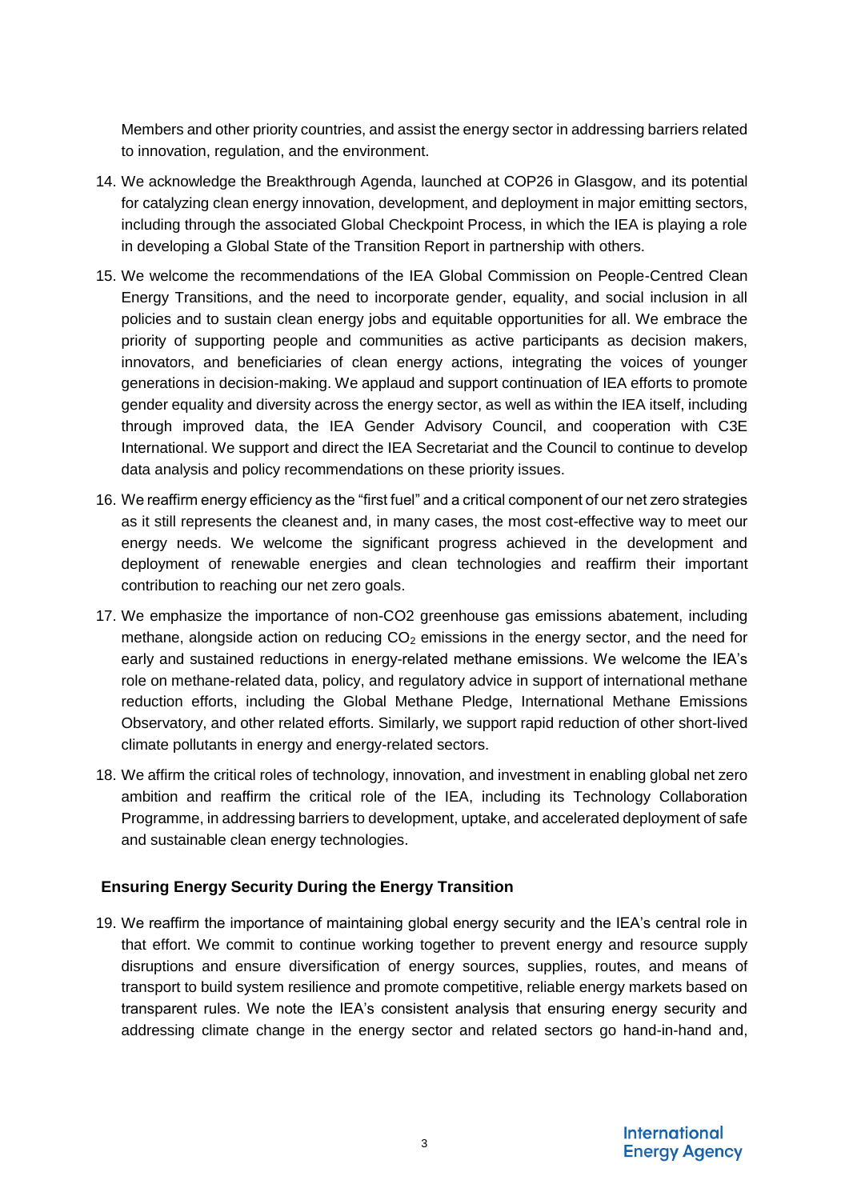Members and other priority countries, and assist the energy sector in addressing barriers related to innovation, regulation, and the environment.

14. We acknowledge the Breakthrough Agenda, launched at COP26 in Glasgow, and its potential for catalyzing clean energy innovation, development, and deployment in major emitting sectors, including through the associated Global Checkpoint Process, in which the IEA is playing a role in developing a Global State of the Transition Report in partnership with others.
15. We welcome the recommendations of the IEA Global Commission on People-Centred Clean Energy Transitions, and the need to incorporate gender, equality, and social inclusion in all policies and to sustain clean energy jobs and equitable opportunities for all. We embrace the priority of supporting people and communities as active participants as decision makers, innovators, and beneficiaries of clean energy actions, integrating the voices of younger generations in decision-making. We applaud and support continuation of IEA efforts to promote gender equality and diversity across the energy sector, as well as within the IEA itself, including through improved data, the IEA Gender Advisory Council, and cooperation with C3E International. We support and direct the IEA Secretariat and the Council to continue to develop data analysis and policy recommendations on these priority issues.
16. We reaffirm energy efficiency as the "first fuel" and a critical component of our net zero strategies as it still represents the cleanest and, in many cases, the most cost-effective way to meet our energy needs. We welcome the significant progress achieved in the development and deployment of renewable energies and clean technologies and reaffirm their important contribution to reaching our net zero goals.
17. We emphasize the importance of non-CO2 greenhouse gas emissions abatement, including methane, alongside action on reducing $CO_2$ emissions in the energy sector, and the need for early and sustained reductions in energy-related methane emissions. We welcome the IEA's role on methane-related data, policy, and regulatory advice in support of international methane reduction efforts, including the Global Methane Pledge, International Methane Emissions Observatory, and other related efforts. Similarly, we support rapid reduction of other short-lived climate pollutants in energy and energy-related sectors.
18. We affirm the critical roles of technology, innovation, and investment in enabling global net zero ambition and reaffirm the critical role of the IEA, including its Technology Collaboration Programme, in addressing barriers to development, uptake, and accelerated deployment of safe and sustainable clean energy technologies.

### Ensuring Energy Security During the Energy Transition

19. We reaffirm the importance of maintaining global energy security and the IEA's central role in that effort. We commit to continue working together to prevent energy and resource supply disruptions and ensure diversification of energy sources, supplies, routes, and means of transport to build system resilience and promote competitive, reliable energy markets based on transparent rules. We note the IEA's consistent analysis that ensuring energy security and addressing climate change in the energy sector and related sectors go hand-in-hand and,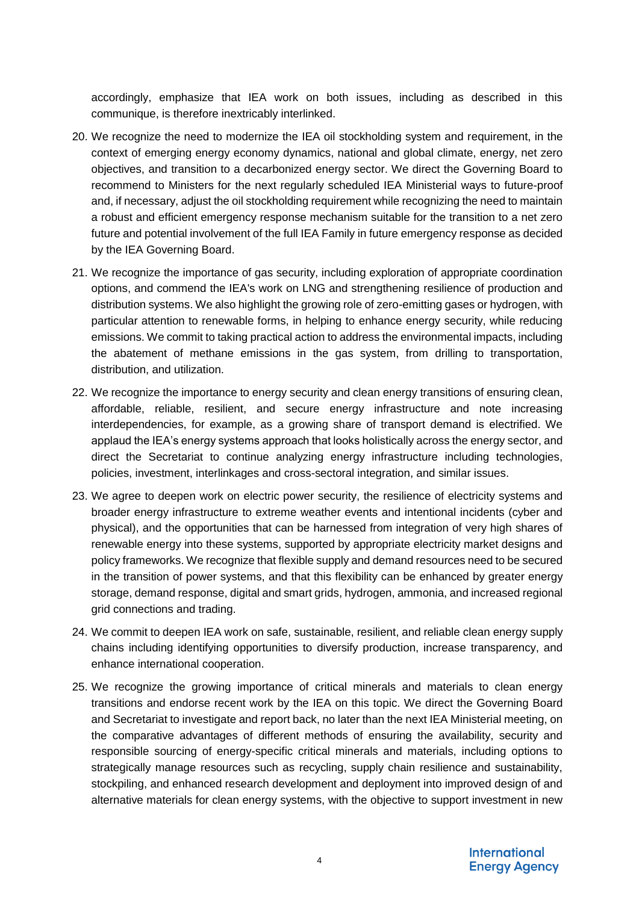accordingly, emphasize that IEA work on both issues, including as described in this communique, is therefore inextricably interlinked.

20. We recognize the need to modernize the IEA oil stockholding system and requirement, in the context of emerging energy economy dynamics, national and global climate, energy, net zero objectives, and transition to a decarbonized energy sector. We direct the Governing Board to recommend to Ministers for the next regularly scheduled IEA Ministerial ways to future-proof and, if necessary, adjust the oil stockholding requirement while recognizing the need to maintain a robust and efficient emergency response mechanism suitable for the transition to a net zero future and potential involvement of the full IEA Family in future emergency response as decided by the IEA Governing Board.

21. We recognize the importance of gas security, including exploration of appropriate coordination options, and commend the IEA's work on LNG and strengthening resilience of production and distribution systems. We also highlight the growing role of zero-emitting gases or hydrogen, with particular attention to renewable forms, in helping to enhance energy security, while reducing emissions. We commit to taking practical action to address the environmental impacts, including the abatement of methane emissions in the gas system, from drilling to transportation, distribution, and utilization.

22. We recognize the importance to energy security and clean energy transitions of ensuring clean, affordable, reliable, resilient, and secure energy infrastructure and note increasing interdependencies, for example, as a growing share of transport demand is electrified. We applaud the IEA's energy systems approach that looks holistically across the energy sector, and direct the Secretariat to continue analyzing energy infrastructure including technologies, policies, investment, interlinkages and cross-sectoral integration, and similar issues.

23. We agree to deepen work on electric power security, the resilience of electricity systems and broader energy infrastructure to extreme weather events and intentional incidents (cyber and physical), and the opportunities that can be harnessed from integration of very high shares of renewable energy into these systems, supported by appropriate electricity market designs and policy frameworks. We recognize that flexible supply and demand resources need to be secured in the transition of power systems, and that this flexibility can be enhanced by greater energy storage, demand response, digital and smart grids, hydrogen, ammonia, and increased regional grid connections and trading.

24. We commit to deepen IEA work on safe, sustainable, resilient, and reliable clean energy supply chains including identifying opportunities to diversify production, increase transparency, and enhance international cooperation.

25. We recognize the growing importance of critical minerals and materials to clean energy transitions and endorse recent work by the IEA on this topic. We direct the Governing Board and Secretariat to investigate and report back, no later than the next IEA Ministerial meeting, on the comparative advantages of different methods of ensuring the availability, security and responsible sourcing of energy-specific critical minerals and materials, including options to strategically manage resources such as recycling, supply chain resilience and sustainability, stockpiling, and enhanced research development and deployment into improved design of and alternative materials for clean energy systems, with the objective to support investment in new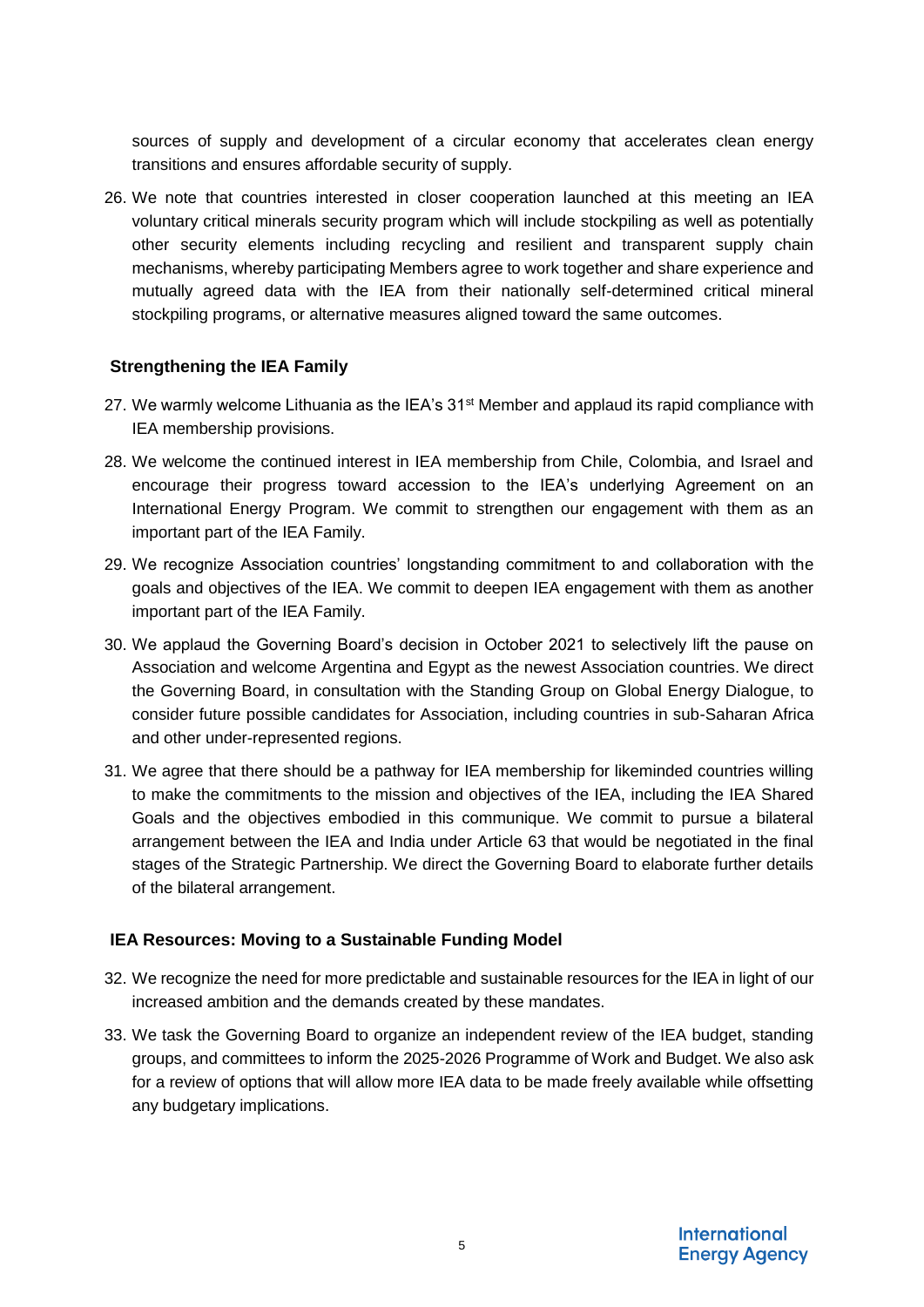sources of supply and development of a circular economy that accelerates clean energy transitions and ensures affordable security of supply.

26. We note that countries interested in closer cooperation launched at this meeting an IEA voluntary critical minerals security program which will include stockpiling as well as potentially other security elements including recycling and resilient and transparent supply chain mechanisms, whereby participating Members agree to work together and share experience and mutually agreed data with the IEA from their nationally self-determined critical mineral stockpiling programs, or alternative measures aligned toward the same outcomes.

### Strengthening the IEA Family

27. We warmly welcome Lithuania as the IEA's 31st Member and applaud its rapid compliance with IEA membership provisions.
28. We welcome the continued interest in IEA membership from Chile, Colombia, and Israel and encourage their progress toward accession to the IEA's underlying Agreement on an International Energy Program. We commit to strengthen our engagement with them as an important part of the IEA Family.
29. We recognize Association countries' longstanding commitment to and collaboration with the goals and objectives of the IEA. We commit to deepen IEA engagement with them as another important part of the IEA Family.
30. We applaud the Governing Board's decision in October 2021 to selectively lift the pause on Association and welcome Argentina and Egypt as the newest Association countries. We direct the Governing Board, in consultation with the Standing Group on Global Energy Dialogue, to consider future possible candidates for Association, including countries in sub-Saharan Africa and other under-represented regions.
31. We agree that there should be a pathway for IEA membership for likeminded countries willing to make the commitments to the mission and objectives of the IEA, including the IEA Shared Goals and the objectives embodied in this communique. We commit to pursue a bilateral arrangement between the IEA and India under Article 63 that would be negotiated in the final stages of the Strategic Partnership. We direct the Governing Board to elaborate further details of the bilateral arrangement.

### IEA Resources: Moving to a Sustainable Funding Model

32. We recognize the need for more predictable and sustainable resources for the IEA in light of our increased ambition and the demands created by these mandates.
33. We task the Governing Board to organize an independent review of the IEA budget, standing groups, and committees to inform the 2025-2026 Programme of Work and Budget. We also ask for a review of options that will allow more IEA data to be made freely available while offsetting any budgetary implications.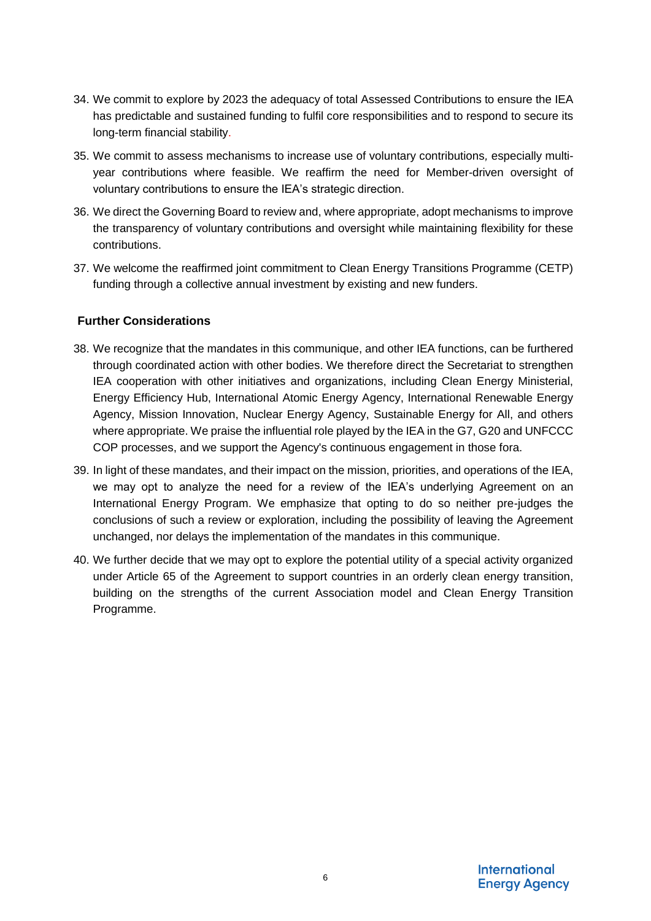34. We commit to explore by 2023 the adequacy of total Assessed Contributions to ensure the IEA has predictable and sustained funding to fulfil core responsibilities and to respond to secure its long-term financial stability.

35. We commit to assess mechanisms to increase use of voluntary contributions, especially multi-year contributions where feasible. We reaffirm the need for Member-driven oversight of voluntary contributions to ensure the IEA's strategic direction.

36. We direct the Governing Board to review and, where appropriate, adopt mechanisms to improve the transparency of voluntary contributions and oversight while maintaining flexibility for these contributions.

37. We welcome the reaffirmed joint commitment to Clean Energy Transitions Programme (CETP) funding through a collective annual investment by existing and new funders.

**Further Considerations**

38. We recognize that the mandates in this communique, and other IEA functions, can be furthered through coordinated action with other bodies. We therefore direct the Secretariat to strengthen IEA cooperation with other initiatives and organizations, including Clean Energy Ministerial, Energy Efficiency Hub, International Atomic Energy Agency, International Renewable Energy Agency, Mission Innovation, Nuclear Energy Agency, Sustainable Energy for All, and others where appropriate. We praise the influential role played by the IEA in the G7, G20 and UNFCCC COP processes, and we support the Agency's continuous engagement in those fora.

39. In light of these mandates, and their impact on the mission, priorities, and operations of the IEA, we may opt to analyze the need for a review of the IEA's underlying Agreement on an International Energy Program. We emphasize that opting to do so neither pre-judges the conclusions of such a review or exploration, including the possibility of leaving the Agreement unchanged, nor delays the implementation of the mandates in this communique.

40. We further decide that we may opt to explore the potential utility of a special activity organized under Article 65 of the Agreement to support countries in an orderly clean energy transition, building on the strengths of the current Association model and Clean Energy Transition Programme.